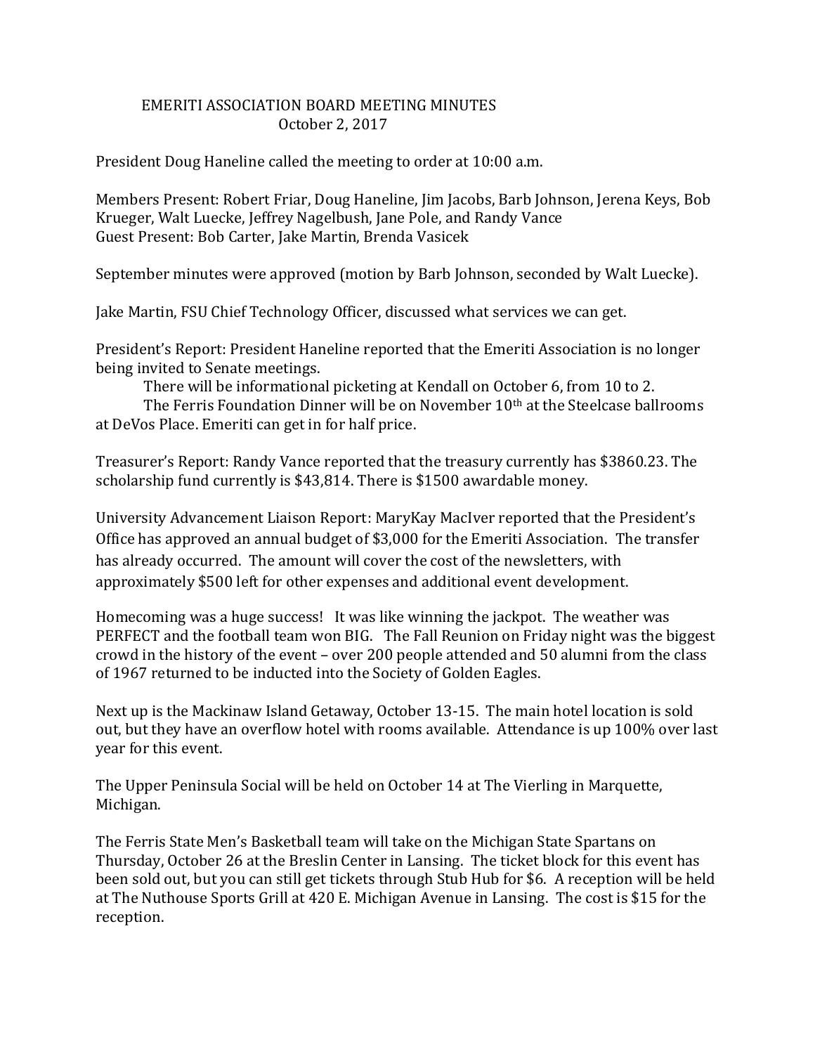# EMERITI ASSOCIATION BOARD MEETING MINUTES
## October 2, 2017

President Doug Haneline called the meeting to order at 10:00 a.m.

Members Present: Robert Friar, Doug Haneline, Jim Jacobs, Barb Johnson, Jerena Keys, Bob Krueger, Walt Luecke, Jeffrey Nagelbush, Jane Pole, and Randy Vance
Guest Present: Bob Carter, Jake Martin, Brenda Vasicek

September minutes were approved (motion by Barb Johnson, seconded by Walt Luecke).

Jake Martin, FSU Chief Technology Officer, discussed what services we can get.

President's Report: President Haneline reported that the Emeriti Association is no longer being invited to Senate meetings.

There will be informational picketing at Kendall on October 6, from 10 to 2.

The Ferris Foundation Dinner will be on November 10th at the Steelcase ballrooms at DeVos Place. Emeriti can get in for half price.

Treasurer's Report: Randy Vance reported that the treasury currently has $3860.23. The scholarship fund currently is $43,814. There is $1500 awardable money.

University Advancement Liaison Report: MaryKay MacIver reported that the President's Office has approved an annual budget of $3,000 for the Emeriti Association. The transfer has already occurred. The amount will cover the cost of the newsletters, with approximately $500 left for other expenses and additional event development.

Homecoming was a huge success! It was like winning the jackpot. The weather was PERFECT and the football team won BIG. The Fall Reunion on Friday night was the biggest crowd in the history of the event – over 200 people attended and 50 alumni from the class of 1967 returned to be inducted into the Society of Golden Eagles.

Next up is the Mackinaw Island Getaway, October 13-15. The main hotel location is sold out, but they have an overflow hotel with rooms available. Attendance is up 100% over last year for this event.

The Upper Peninsula Social will be held on October 14 at The Vierling in Marquette, Michigan.

The Ferris State Men's Basketball team will take on the Michigan State Spartans on Thursday, October 26 at the Breslin Center in Lansing. The ticket block for this event has been sold out, but you can still get tickets through Stub Hub for $6. A reception will be held at The Nuthouse Sports Grill at 420 E. Michigan Avenue in Lansing. The cost is $15 for the reception.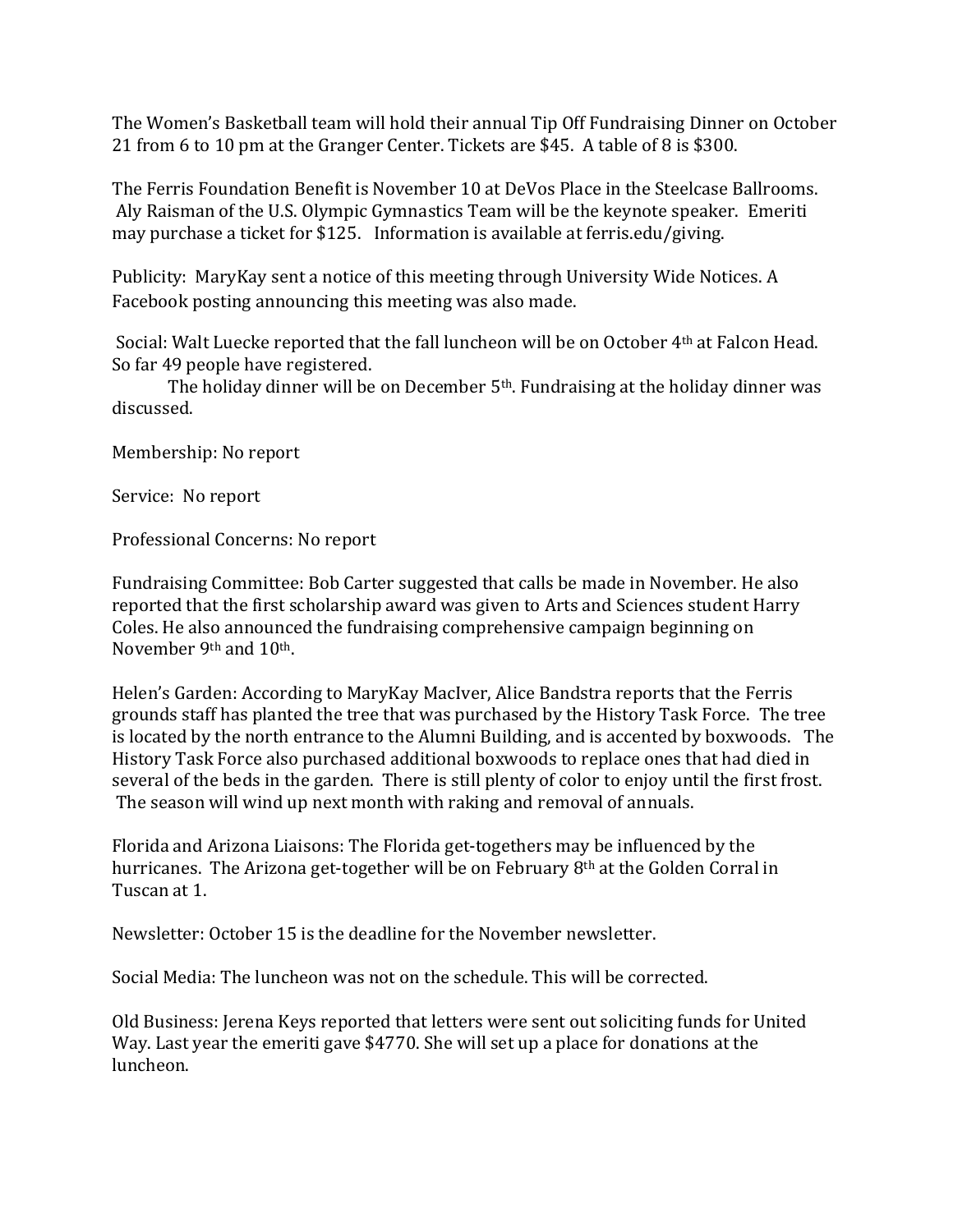The Women's Basketball team will hold their annual Tip Off Fundraising Dinner on October 21 from 6 to 10 pm at the Granger Center. Tickets are $45. A table of 8 is $300.

The Ferris Foundation Benefit is November 10 at DeVos Place in the Steelcase Ballrooms. Aly Raisman of the U.S. Olympic Gymnastics Team will be the keynote speaker. Emeriti may purchase a ticket for $125. Information is available at ferris.edu/giving.

Publicity: MaryKay sent a notice of this meeting through University Wide Notices. A Facebook posting announcing this meeting was also made.

Social: Walt Luecke reported that the fall luncheon will be on October 4th at Falcon Head. So far 49 people have registered.

The holiday dinner will be on December 5th. Fundraising at the holiday dinner was discussed.

Membership: No report

Service: No report

Professional Concerns: No report

Fundraising Committee: Bob Carter suggested that calls be made in November. He also reported that the first scholarship award was given to Arts and Sciences student Harry Coles. He also announced the fundraising comprehensive campaign beginning on November 9th and 10th.

Helen's Garden: According to MaryKay MacIver, Alice Bandstra reports that the Ferris grounds staff has planted the tree that was purchased by the History Task Force. The tree is located by the north entrance to the Alumni Building, and is accented by boxwoods. The History Task Force also purchased additional boxwoods to replace ones that had died in several of the beds in the garden. There is still plenty of color to enjoy until the first frost. The season will wind up next month with raking and removal of annuals.

Florida and Arizona Liaisons: The Florida get-togethers may be influenced by the hurricanes. The Arizona get-together will be on February 8th at the Golden Corral in Tuscan at 1.

Newsletter: October 15 is the deadline for the November newsletter.

Social Media: The luncheon was not on the schedule. This will be corrected.

Old Business: Jerena Keys reported that letters were sent out soliciting funds for United Way. Last year the emeriti gave $4770. She will set up a place for donations at the luncheon.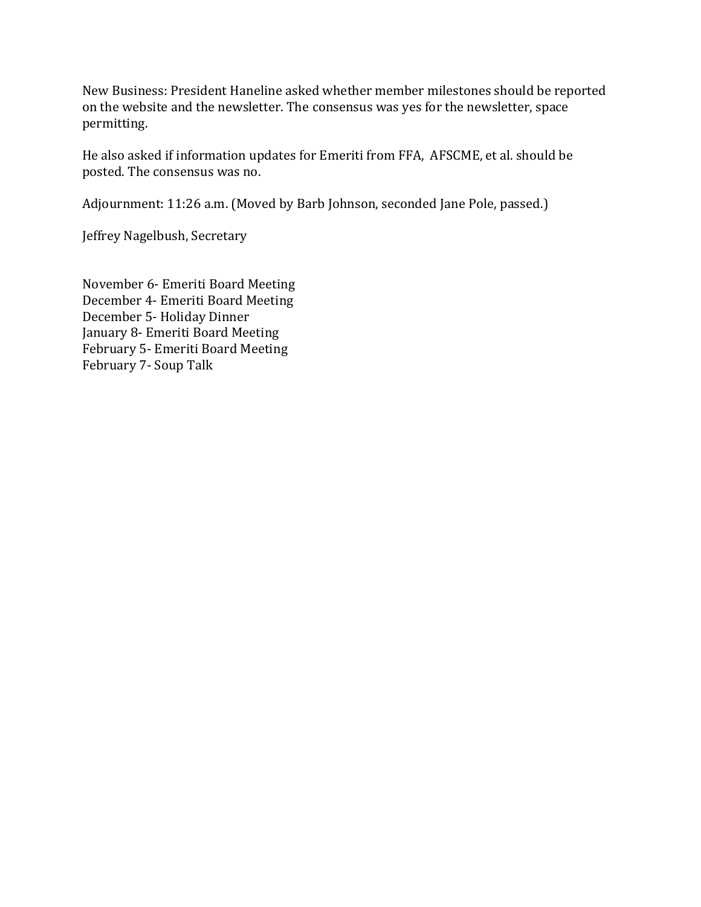New Business: President Haneline asked whether member milestones should be reported on the website and the newsletter. The consensus was yes for the newsletter, space permitting.

He also asked if information updates for Emeriti from FFA, AFSCME, et al. should be posted. The consensus was no.

Adjournment: 11:26 a.m. (Moved by Barb Johnson, seconded Jane Pole, passed.)

Jeffrey Nagelbush, Secretary

November 6- Emeriti Board Meeting
December 4- Emeriti Board Meeting
December 5- Holiday Dinner
January 8- Emeriti Board Meeting
February 5- Emeriti Board Meeting
February 7- Soup Talk